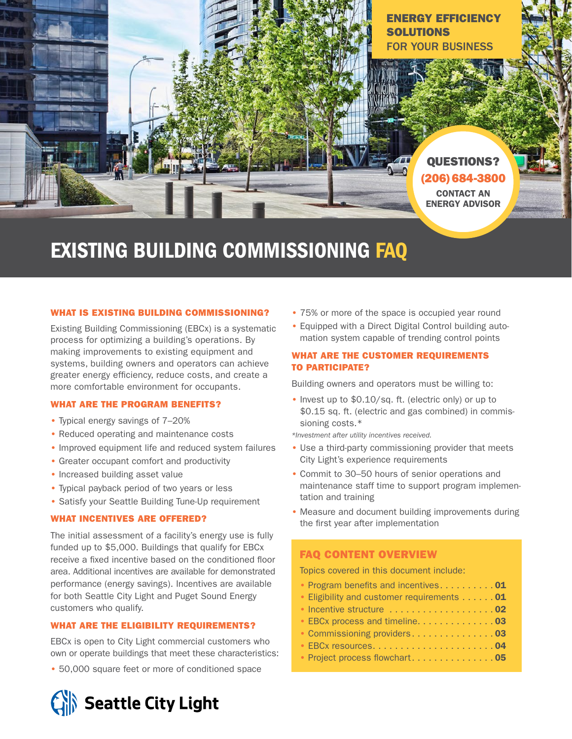**ENERGY EFFICIENCY SOLUTIONS** FOR YOUR BUSINESS

**QUESTIONS?**
**(206) 684-3800**
**CONTACT AN ENERGY ADVISOR**

# EXISTING BUILDING COMMISSIONING FAQ

## WHAT IS EXISTING BUILDING COMMISSIONING?

Existing Building Commissioning (EBCx) is a systematic process for optimizing a building's operations. By making improvements to existing equipment and systems, building owners and operators can achieve greater energy efficiency, reduce costs, and create a more comfortable environment for occupants.

## WHAT ARE THE PROGRAM BENEFITS?

- Typical energy savings of 7–20%
- Reduced operating and maintenance costs
- Improved equipment life and reduced system failures
- Greater occupant comfort and productivity
- Increased building asset value
- Typical payback period of two years or less
- Satisfy your Seattle Building Tune-Up requirement

## WHAT INCENTIVES ARE OFFERED?

The initial assessment of a facility's energy use is fully funded up to $5,000. Buildings that qualify for EBCx receive a fixed incentive based on the conditioned floor area. Additional incentives are available for demonstrated performance (energy savings). Incentives are available for both Seattle City Light and Puget Sound Energy customers who qualify.

## WHAT ARE THE ELIGIBILITY REQUIREMENTS?

EBCx is open to City Light commercial customers who own or operate buildings that meet these characteristics:

- 50,000 square feet or more of conditioned space
- 75% or more of the space is occupied year round
- Equipped with a Direct Digital Control building automation system capable of trending control points

## WHAT ARE THE CUSTOMER REQUIREMENTS TO PARTICIPATE?

Building owners and operators must be willing to:

- Invest up to $0.10/sq. ft. (electric only) or up to $0.15 sq. ft. (electric and gas combined) in commissioning costs.*

*Investment after utility incentives received.*

- Use a third-party commissioning provider that meets City Light's experience requirements
- Commit to 30–50 hours of senior operations and maintenance staff time to support program implementation and training
- Measure and document building improvements during the first year after implementation

## FAQ CONTENT OVERVIEW

Topics covered in this document include:

- Program benefits and incentives .......... **01**
- Eligibility and customer requirements ...... **01**
- Incentive structure .................. **02**
- EBCx process and timeline .............. **03**
- Commissioning providers ............... **03**
- EBCx resources ...................... **04**
- Project process flowchart ............... **05**

Seattle City Light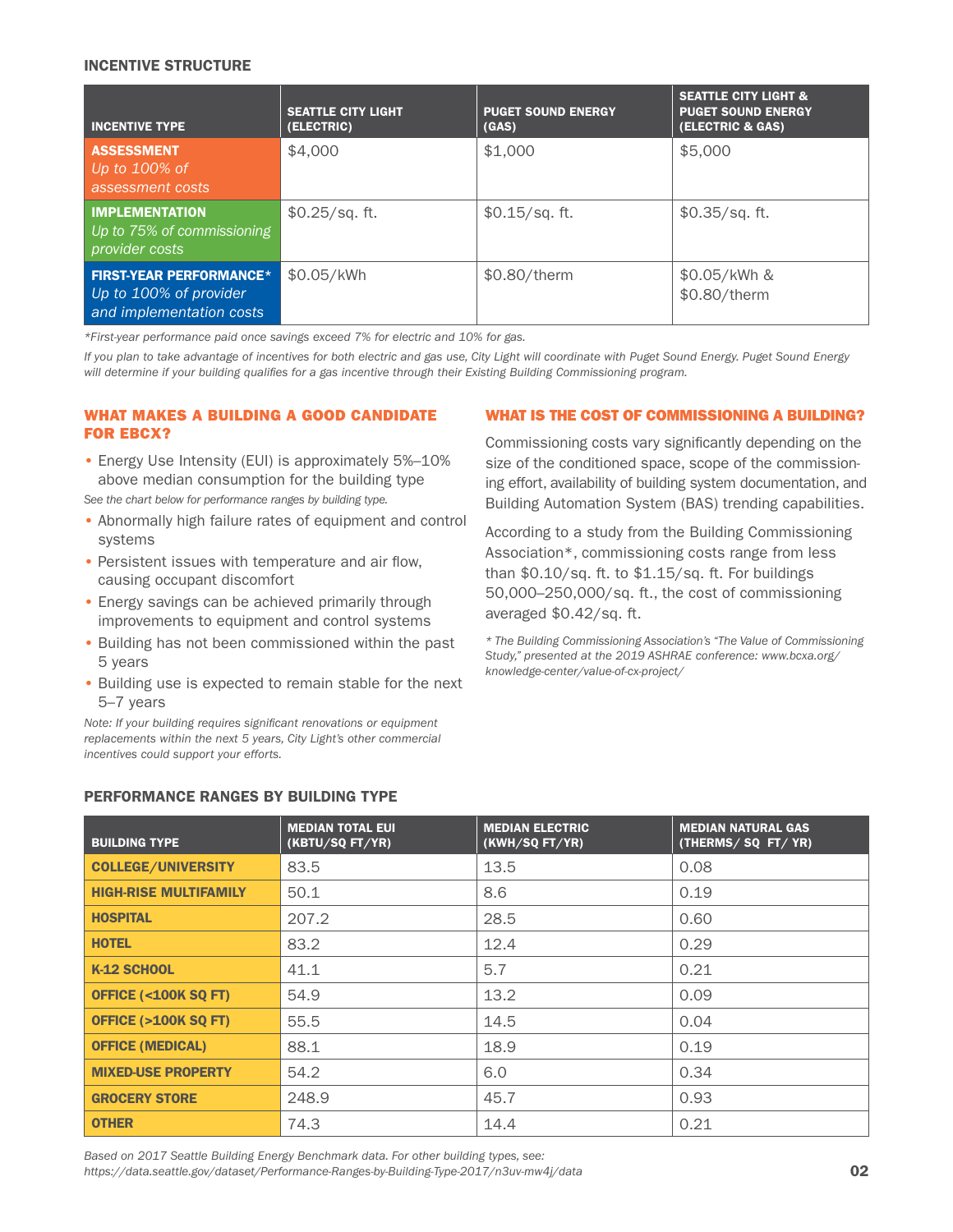### INCENTIVE STRUCTURE

| INCENTIVE TYPE | SEATTLE CITY LIGHT (ELECTRIC) | PUGET SOUND ENERGY (GAS) | SEATTLE CITY LIGHT & PUGET SOUND ENERGY (ELECTRIC & GAS) |
|---|---|---|---|
| **ASSESSMENT** *Up to 100% of assessment costs* | $4,000 | $1,000 | $5,000 |
| **IMPLEMENTATION** *Up to 75% of commissioning provider costs* | $0.25/sq. ft. | $0.15/sq. ft. | $0.35/sq. ft. |
| **FIRST-YEAR PERFORMANCE*** *Up to 100% of provider and implementation costs* | $0.05/kWh | $0.80/therm | $0.05/kWh & $0.80/therm |

*\*First-year performance paid once savings exceed 7% for electric and 10% for gas.*

*If you plan to take advantage of incentives for both electric and gas use, City Light will coordinate with Puget Sound Energy. Puget Sound Energy will determine if your building qualifies for a gas incentive through their Existing Building Commissioning program.*

### WHAT MAKES A BUILDING A GOOD CANDIDATE FOR EBCX?

- Energy Use Intensity (EUI) is approximately 5%–10% above median consumption for the building type

*See the chart below for performance ranges by building type.*

- Abnormally high failure rates of equipment and control systems
- Persistent issues with temperature and air flow, causing occupant discomfort
- Energy savings can be achieved primarily through improvements to equipment and control systems
- Building has not been commissioned within the past 5 years
- Building use is expected to remain stable for the next 5–7 years

*Note: If your building requires significant renovations or equipment replacements within the next 5 years, City Light's other commercial incentives could support your efforts.*

### WHAT IS THE COST OF COMMISSIONING A BUILDING?

Commissioning costs vary significantly depending on the size of the conditioned space, scope of the commissioning effort, availability of building system documentation, and Building Automation System (BAS) trending capabilities.

According to a study from the Building Commissioning Association*, commissioning costs range from less than $0.10/sq. ft. to $1.15/sq. ft. For buildings 50,000–250,000/sq. ft., the cost of commissioning averaged $0.42/sq. ft.

*\* The Building Commissioning Association's "The Value of Commissioning Study," presented at the 2019 ASHRAE conference: www.bcxa.org/knowledge-center/value-of-cx-project/*

### PERFORMANCE RANGES BY BUILDING TYPE

| BUILDING TYPE | MEDIAN TOTAL EUI (KBTU/SQ FT/YR) | MEDIAN ELECTRIC (KWH/SQ FT/YR) | MEDIAN NATURAL GAS (THERMS/ SQ FT/ YR) |
|---|---|---|---|
| **COLLEGE/UNIVERSITY** | 83.5 | 13.5 | 0.08 |
| **HIGH-RISE MULTIFAMILY** | 50.1 | 8.6 | 0.19 |
| **HOSPITAL** | 207.2 | 28.5 | 0.60 |
| **HOTEL** | 83.2 | 12.4 | 0.29 |
| **K-12 SCHOOL** | 41.1 | 5.7 | 0.21 |
| **OFFICE (<100K SQ FT)** | 54.9 | 13.2 | 0.09 |
| **OFFICE (>100K SQ FT)** | 55.5 | 14.5 | 0.04 |
| **OFFICE (MEDICAL)** | 88.1 | 18.9 | 0.19 |
| **MIXED-USE PROPERTY** | 54.2 | 6.0 | 0.34 |
| **GROCERY STORE** | 248.9 | 45.7 | 0.93 |
| **OTHER** | 74.3 | 14.4 | 0.21 |

*Based on 2017 Seattle Building Energy Benchmark data. For other building types, see: https://data.seattle.gov/dataset/Performance-Ranges-by-Building-Type-2017/n3uv-mw4j/data*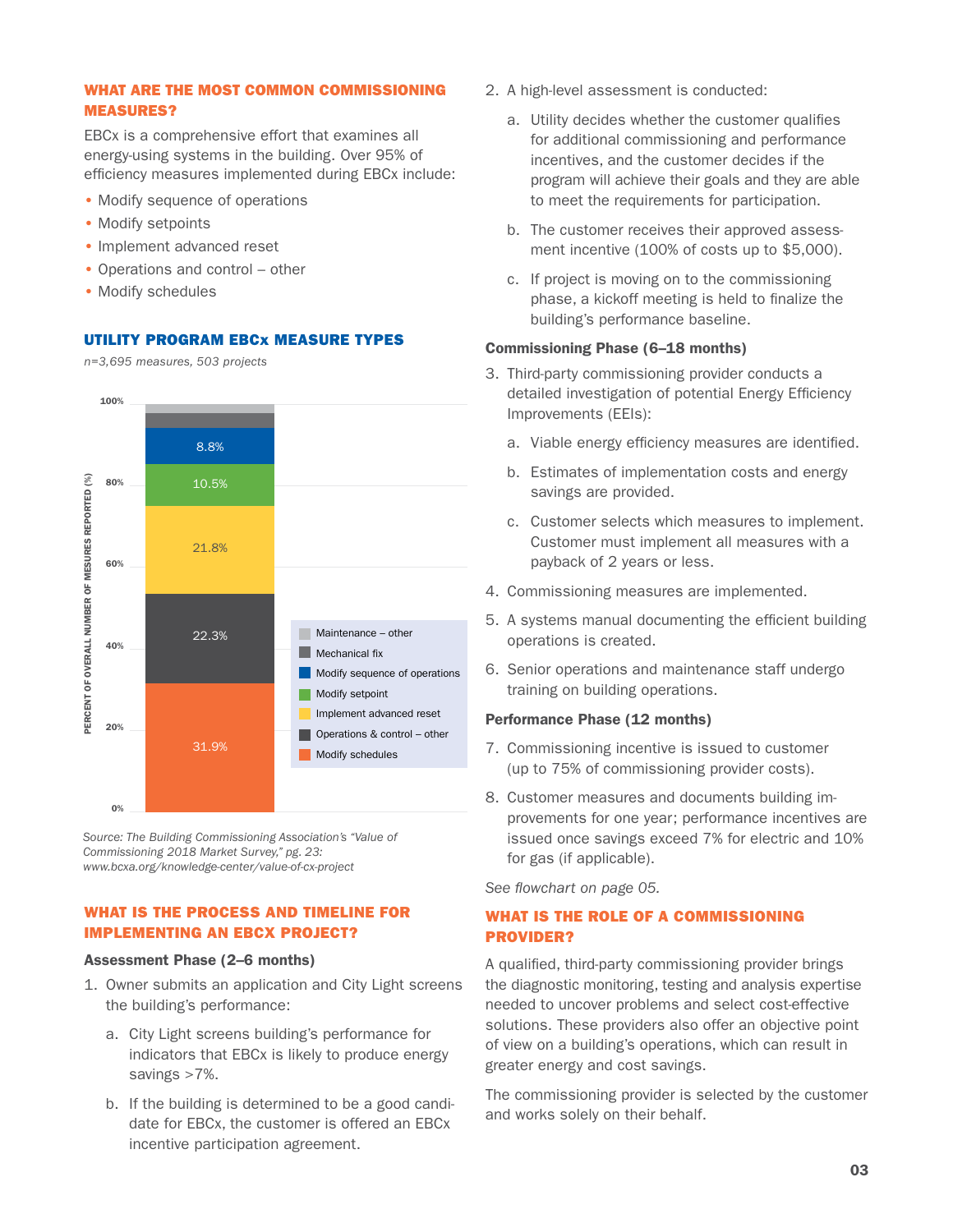## WHAT ARE THE MOST COMMON COMMISSIONING MEASURES?

EBCx is a comprehensive effort that examines all energy-using systems in the building. Over 95% of efficiency measures implemented during EBCx include:

- Modify sequence of operations
- Modify setpoints
- Implement advanced reset
- Operations and control – other
- Modify schedules

### UTILITY PROGRAM EBCx MEASURE TYPES

*n=3,695 measures, 503 projects*

| Measure type | Percent of overall number of measures reported (%) |
| --- | --- |
| Maintenance – other | |
| Mechanical fix | |
| Modify sequence of operations | 8.8% |
| Modify setpoint | 10.5% |
| Implement advanced reset | 21.8% |
| Operations & control – other | 22.3% |
| Modify schedules | 31.9% |

*Source: The Building Commissioning Association's "Value of Commissioning 2018 Market Survey," pg. 23: www.bcxa.org/knowledge-center/value-of-cx-project*

## WHAT IS THE PROCESS AND TIMELINE FOR IMPLEMENTING AN EBCX PROJECT?

**Assessment Phase (2–6 months)**

1. Owner submits an application and City Light screens the building's performance:
   a. City Light screens building's performance for indicators that EBCx is likely to produce energy savings >7%.
   b. If the building is determined to be a good candidate for EBCx, the customer is offered an EBCx incentive participation agreement.
2. A high-level assessment is conducted:
   a. Utility decides whether the customer qualifies for additional commissioning and performance incentives, and the customer decides if the program will achieve their goals and they are able to meet the requirements for participation.
   b. The customer receives their approved assessment incentive (100% of costs up to $5,000).
   c. If project is moving on to the commissioning phase, a kickoff meeting is held to finalize the building's performance baseline.

**Commissioning Phase (6–18 months)**

3. Third-party commissioning provider conducts a detailed investigation of potential Energy Efficiency Improvements (EEIs):
   a. Viable energy efficiency measures are identified.
   b. Estimates of implementation costs and energy savings are provided.
   c. Customer selects which measures to implement. Customer must implement all measures with a payback of 2 years or less.
4. Commissioning measures are implemented.
5. A systems manual documenting the efficient building operations is created.
6. Senior operations and maintenance staff undergo training on building operations.

**Performance Phase (12 months)**

7. Commissioning incentive is issued to customer (up to 75% of commissioning provider costs).
8. Customer measures and documents building improvements for one year; performance incentives are issued once savings exceed 7% for electric and 10% for gas (if applicable).

*See flowchart on page 05.*

## WHAT IS THE ROLE OF A COMMISSIONING PROVIDER?

A qualified, third-party commissioning provider brings the diagnostic monitoring, testing and analysis expertise needed to uncover problems and select cost-effective solutions. These providers also offer an objective point of view on a building's operations, which can result in greater energy and cost savings.

The commissioning provider is selected by the customer and works solely on their behalf.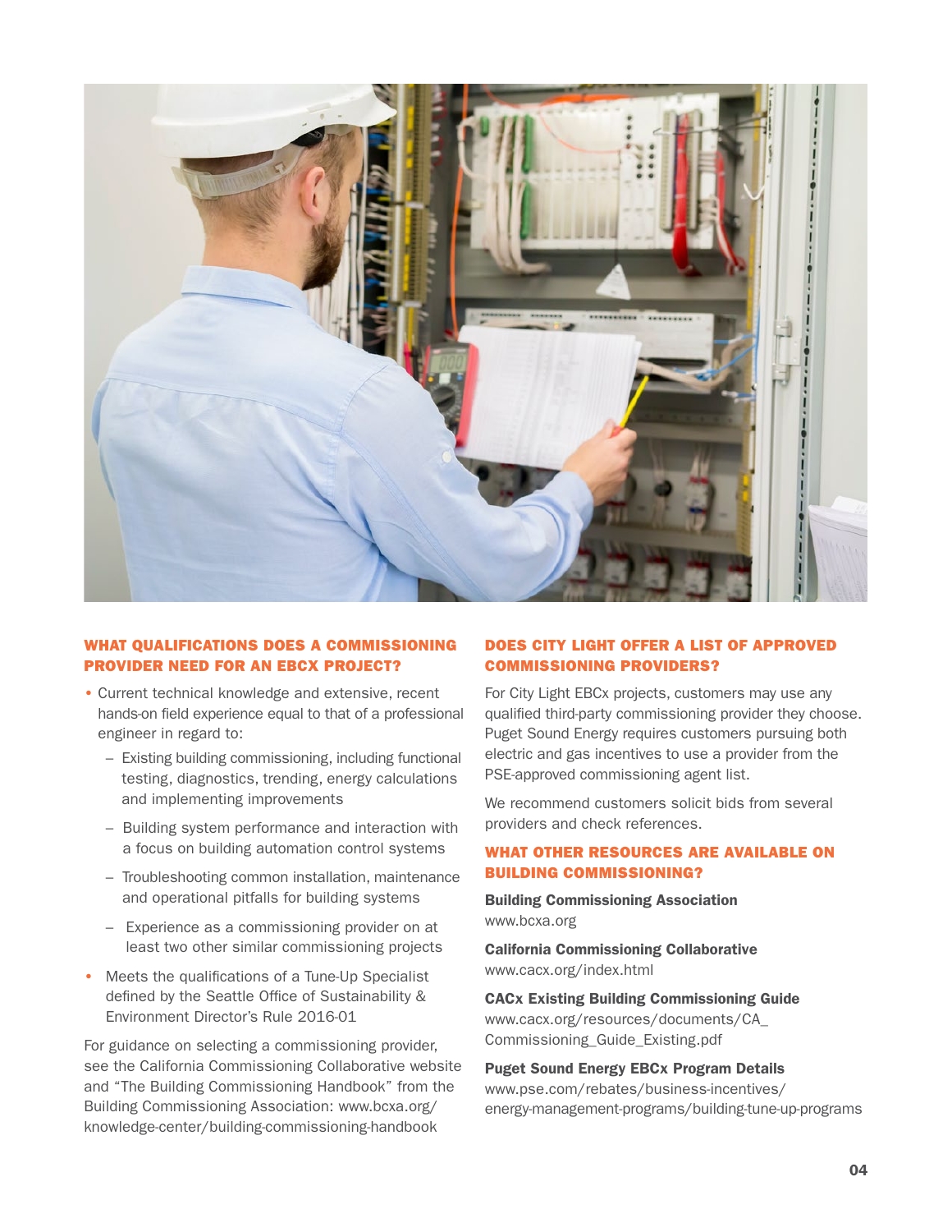## WHAT QUALIFICATIONS DOES A COMMISSIONING PROVIDER NEED FOR AN EBCX PROJECT?

- Current technical knowledge and extensive, recent hands-on field experience equal to that of a professional engineer in regard to:
  - Existing building commissioning, including functional testing, diagnostics, trending, energy calculations and implementing improvements
  - Building system performance and interaction with a focus on building automation control systems
  - Troubleshooting common installation, maintenance and operational pitfalls for building systems
  - Experience as a commissioning provider on at least two other similar commissioning projects
- Meets the qualifications of a Tune-Up Specialist defined by the Seattle Office of Sustainability & Environment Director's Rule 2016-01

For guidance on selecting a commissioning provider, see the California Commissioning Collaborative website and "The Building Commissioning Handbook" from the Building Commissioning Association: www.bcxa.org/knowledge-center/building-commissioning-handbook

## DOES CITY LIGHT OFFER A LIST OF APPROVED COMMISSIONING PROVIDERS?

For City Light EBCx projects, customers may use any qualified third-party commissioning provider they choose. Puget Sound Energy requires customers pursuing both electric and gas incentives to use a provider from the PSE-approved commissioning agent list.

We recommend customers solicit bids from several providers and check references.

## WHAT OTHER RESOURCES ARE AVAILABLE ON BUILDING COMMISSIONING?

**Building Commissioning Association**
www.bcxa.org

**California Commissioning Collaborative**
www.cacx.org/index.html

**CACx Existing Building Commissioning Guide**
www.cacx.org/resources/documents/CA_Commissioning_Guide_Existing.pdf

**Puget Sound Energy EBCx Program Details**
www.pse.com/rebates/business-incentives/energy-management-programs/building-tune-up-programs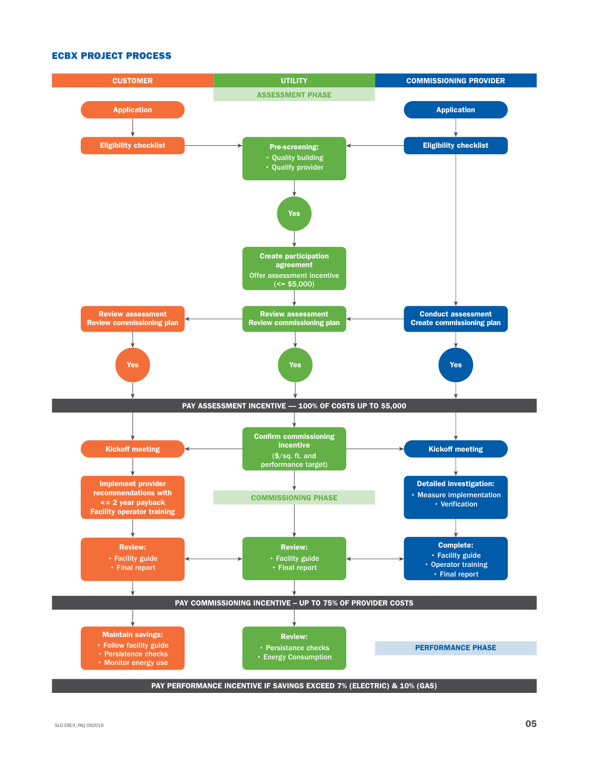## ECBX PROJECT PROCESS

CUSTOMER | UTILITY | COMMISSIONING PROVIDER

ASSESSMENT PHASE

**Customer:**

- Application
- Eligibility checklist

**Commissioning Provider:**

- Application
- Eligibility checklist

**Utility:**

**Pre-screening:**
- Quality building
- Qualify provider

Yes

**Create participation agreement**

Offer assessment incentive (<= $5,000)

**Commissioning Provider:** Conduct assessment
Create commissioning plan

**Utility:** Review assessment
Review commissioning plan

**Customer:** Review assessment
Review commissioning plan

Yes | Yes | Yes

**PAY ASSESSMENT INCENTIVE — 100% OF COSTS UP TO $5,000**

**Utility:** Confirm commissioning incentive
($/sq. ft. and performance target)

**Customer:** Kickoff meeting

**Commissioning Provider:** Kickoff meeting

COMMISSIONING PHASE

**Customer:** Implement provider recommendations with <= 2 year payback
Facility operator training

**Commissioning Provider:**

**Detailed investigation:**
- Measure implementation
- Verification

**Customer:**

**Review:**
- Facility guide
- Final report

**Utility:**

**Review:**
- Facility guide
- Final report

**Commissioning Provider:**

**Complete:**
- Facility guide
- Operator training
- Final report

**PAY COMMISSIONING INCENTIVE – UP TO 75% OF PROVIDER COSTS**

PERFORMANCE PHASE

**Customer:**

**Maintain savings:**
- Follow facility guide
- Persistence checks
- Monitor energy use

**Utility:**

**Review:**
- Persistance checks
- Energy Consumption

**PAY PERFORMANCE INCENTIVE IF SAVINGS EXCEED 7% (ELECTRIC) & 10% (GAS)**

SLD EBCX_FAQ 092019